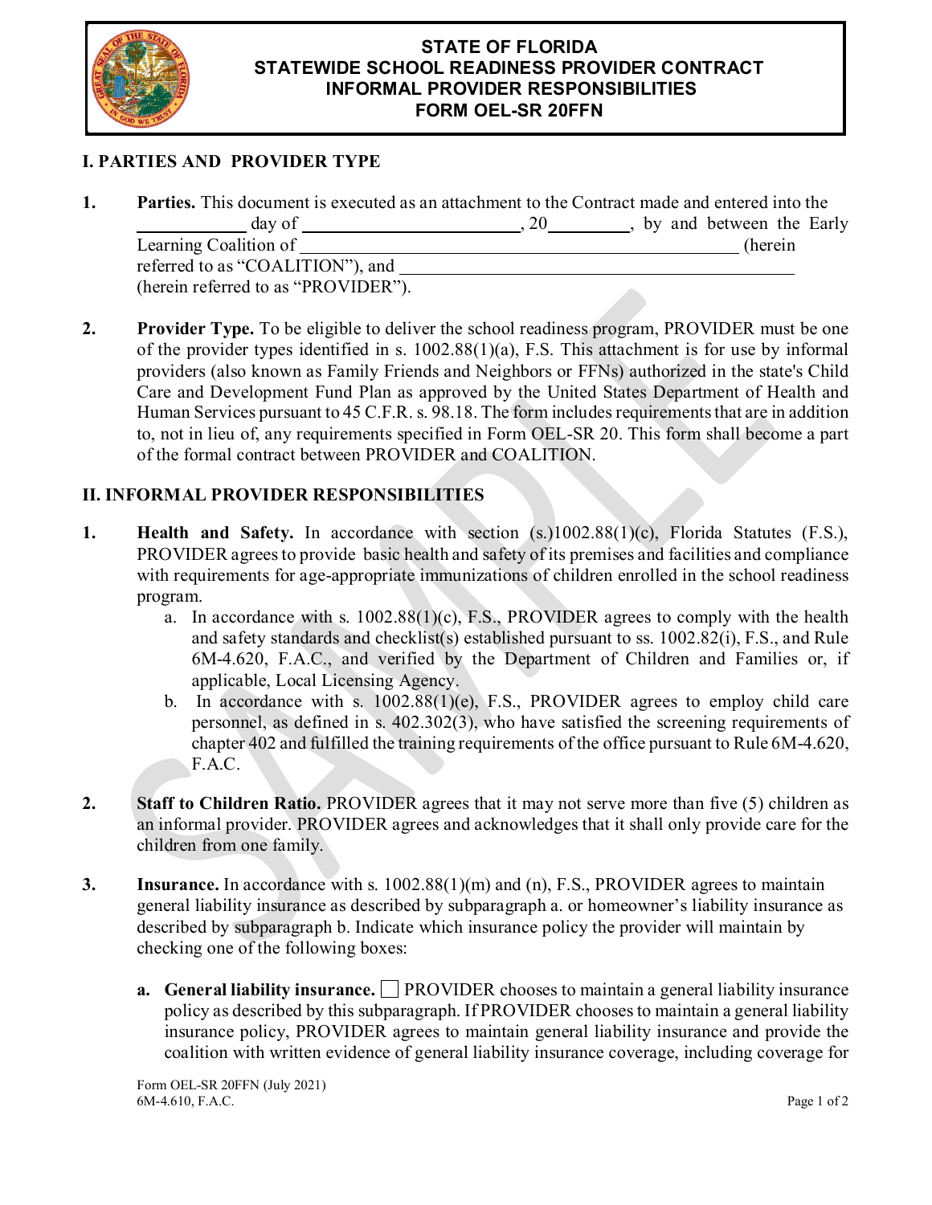# STATE OF FLORIDA
# STATEWIDE SCHOOL READINESS PROVIDER CONTRACT
# INFORMAL PROVIDER RESPONSIBILITIES
# FORM OEL-SR 20FFN

## I. PARTIES AND PROVIDER TYPE

1. **Parties.** This document is executed as an attachment to the Contract made and entered into the ____________ day of ________________________, 20__________, by and between the Early Learning Coalition of ____________________________________________ (herein referred to as "COALITION"), and ____________________________________________ (herein referred to as "PROVIDER").

2. **Provider Type.** To be eligible to deliver the school readiness program, PROVIDER must be one of the provider types identified in s. 1002.88(1)(a), F.S. This attachment is for use by informal providers (also known as Family Friends and Neighbors or FFNs) authorized in the state's Child Care and Development Fund Plan as approved by the United States Department of Health and Human Services pursuant to 45 C.F.R. s. 98.18. The form includes requirements that are in addition to, not in lieu of, any requirements specified in Form OEL-SR 20. This form shall become a part of the formal contract between PROVIDER and COALITION.

## II. INFORMAL PROVIDER RESPONSIBILITIES

1. **Health and Safety.** In accordance with section (s.)1002.88(1)(c), Florida Statutes (F.S.), PROVIDER agrees to provide basic health and safety of its premises and facilities and compliance with requirements for age-appropriate immunizations of children enrolled in the school readiness program.
   a. In accordance with s. 1002.88(1)(c), F.S., PROVIDER agrees to comply with the health and safety standards and checklist(s) established pursuant to ss. 1002.82(i), F.S., and Rule 6M-4.620, F.A.C., and verified by the Department of Children and Families or, if applicable, Local Licensing Agency.
   b. In accordance with s. 1002.88(1)(e), F.S., PROVIDER agrees to employ child care personnel, as defined in s. 402.302(3), who have satisfied the screening requirements of chapter 402 and fulfilled the training requirements of the office pursuant to Rule 6M-4.620, F.A.C.

2. **Staff to Children Ratio.** PROVIDER agrees that it may not serve more than five (5) children as an informal provider. PROVIDER agrees and acknowledges that it shall only provide care for the children from one family.

3. **Insurance.** In accordance with s. 1002.88(1)(m) and (n), F.S., PROVIDER agrees to maintain general liability insurance as described by subparagraph a. or homeowner's liability insurance as described by subparagraph b. Indicate which insurance policy the provider will maintain by checking one of the following boxes:

   a. **General liability insurance.** ☐ PROVIDER chooses to maintain a general liability insurance policy as described by this subparagraph. If PROVIDER chooses to maintain a general liability insurance policy, PROVIDER agrees to maintain general liability insurance and provide the coalition with written evidence of general liability insurance coverage, including coverage for

Form OEL-SR 20FFN (July 2021)
6M-4.610, F.A.C.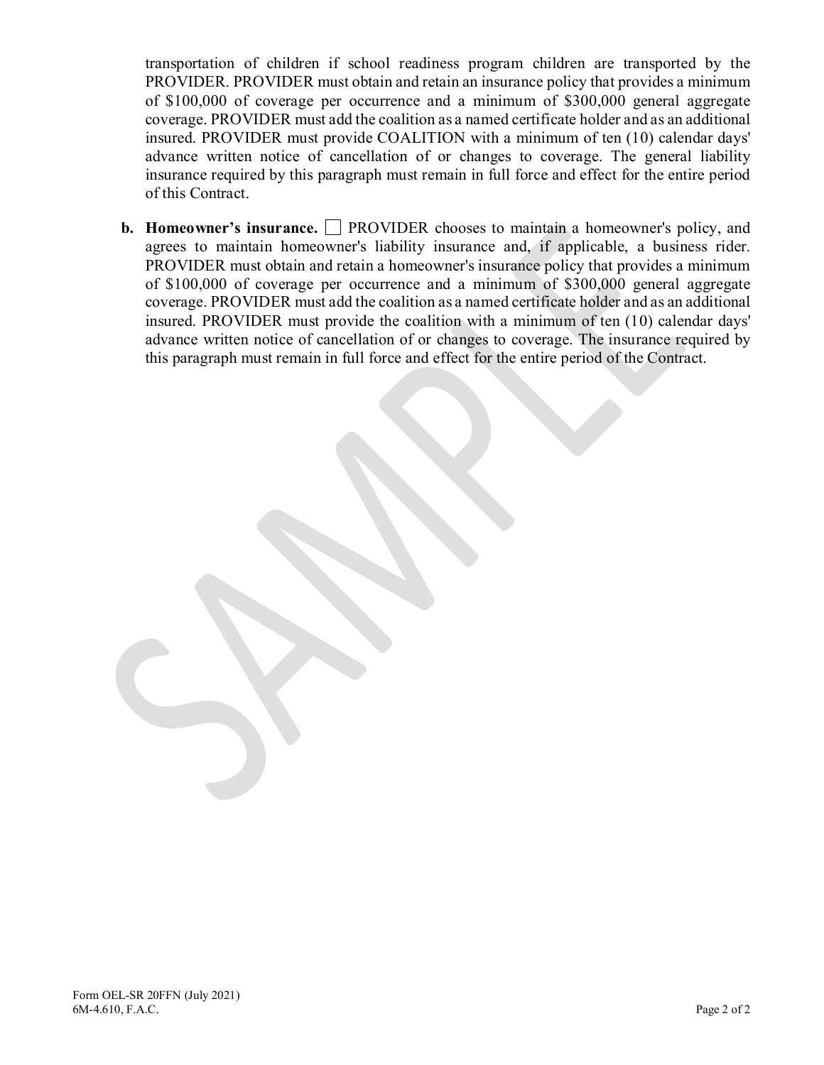transportation of children if school readiness program children are transported by the PROVIDER. PROVIDER must obtain and retain an insurance policy that provides a minimum of $100,000 of coverage per occurrence and a minimum of $300,000 general aggregate coverage. PROVIDER must add the coalition as a named certificate holder and as an additional insured. PROVIDER must provide COALITION with a minimum of ten (10) calendar days' advance written notice of cancellation of or changes to coverage. The general liability insurance required by this paragraph must remain in full force and effect for the entire period of this Contract.

**b. Homeowner's insurance.** ☐ PROVIDER chooses to maintain a homeowner's policy, and agrees to maintain homeowner's liability insurance and, if applicable, a business rider. PROVIDER must obtain and retain a homeowner's insurance policy that provides a minimum of $100,000 of coverage per occurrence and a minimum of $300,000 general aggregate coverage. PROVIDER must add the coalition as a named certificate holder and as an additional insured. PROVIDER must provide the coalition with a minimum of ten (10) calendar days' advance written notice of cancellation of or changes to coverage. The insurance required by this paragraph must remain in full force and effect for the entire period of the Contract.

Form OEL-SR 20FFN (July 2021)
6M-4.610, F.A.C.